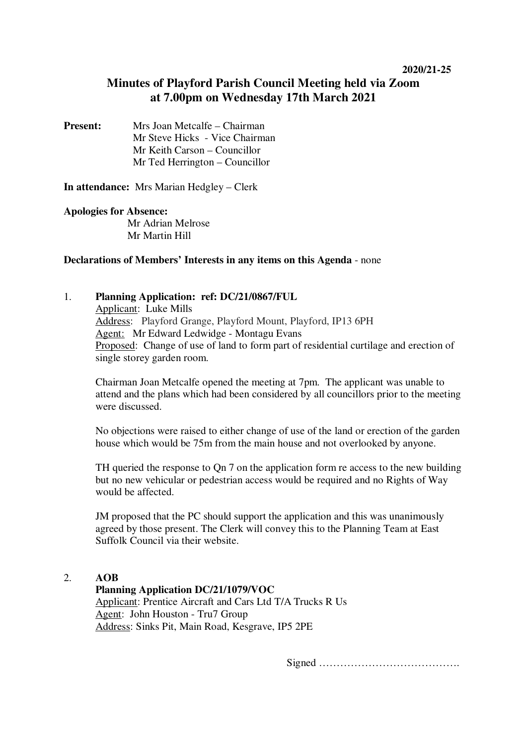**2020/21-25**

# Minutes of Playford Parish Council Meeting held via Zoom at 7.00pm on Wednesday 17th March 2021

**Present:**
Mrs Joan Metcalfe – Chairman
Mr Steve Hicks - Vice Chairman
Mr Keith Carson – Councillor
Mr Ted Herrington – Councillor

**In attendance:** Mrs Marian Hedgley – Clerk

**Apologies for Absence:**
Mr Adrian Melrose
Mr Martin Hill

**Declarations of Members' Interests in any items on this Agenda** - none

1. **Planning Application: ref: DC/21/0867/FUL**

   Applicant: Luke Mills
   Address: Playford Grange, Playford Mount, Playford, IP13 6PH
   Agent: Mr Edward Ledwidge - Montagu Evans
   Proposed: Change of use of land to form part of residential curtilage and erection of single storey garden room.

   Chairman Joan Metcalfe opened the meeting at 7pm. The applicant was unable to attend and the plans which had been considered by all councillors prior to the meeting were discussed.

   No objections were raised to either change of use of the land or erection of the garden house which would be 75m from the main house and not overlooked by anyone.

   TH queried the response to Qn 7 on the application form re access to the new building but no new vehicular or pedestrian access would be required and no Rights of Way would be affected.

   JM proposed that the PC should support the application and this was unanimously agreed by those present. The Clerk will convey this to the Planning Team at East Suffolk Council via their website.

2. **AOB**

   **Planning Application DC/21/1079/VOC**
   Applicant: Prentice Aircraft and Cars Ltd T/A Trucks R Us
   Agent: John Houston - Tru7 Group
   Address: Sinks Pit, Main Road, Kesgrave, IP5 2PE

Signed ………………………………….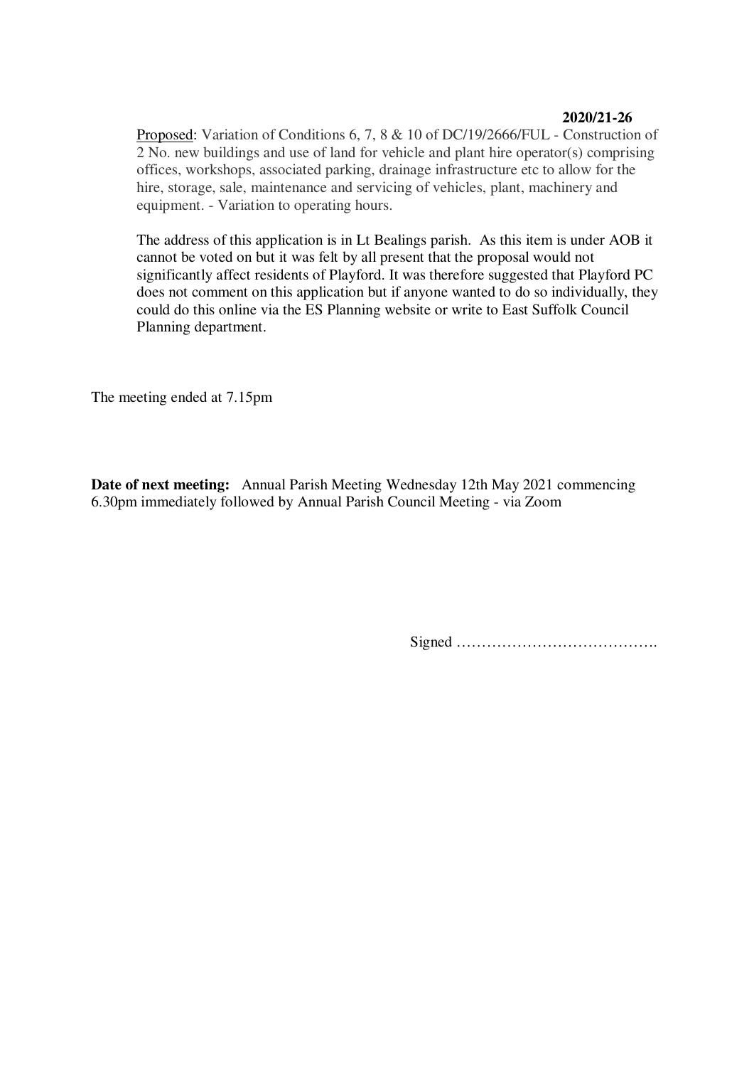**2020/21-26**

Proposed: Variation of Conditions 6, 7, 8 & 10 of DC/19/2666/FUL - Construction of 2 No. new buildings and use of land for vehicle and plant hire operator(s) comprising offices, workshops, associated parking, drainage infrastructure etc to allow for the hire, storage, sale, maintenance and servicing of vehicles, plant, machinery and equipment. - Variation to operating hours.

The address of this application is in Lt Bealings parish. As this item is under AOB it cannot be voted on but it was felt by all present that the proposal would not significantly affect residents of Playford. It was therefore suggested that Playford PC does not comment on this application but if anyone wanted to do so individually, they could do this online via the ES Planning website or write to East Suffolk Council Planning department.

The meeting ended at 7.15pm

**Date of next meeting:** Annual Parish Meeting Wednesday 12th May 2021 commencing 6.30pm immediately followed by Annual Parish Council Meeting - via Zoom

Signed ………………………………….